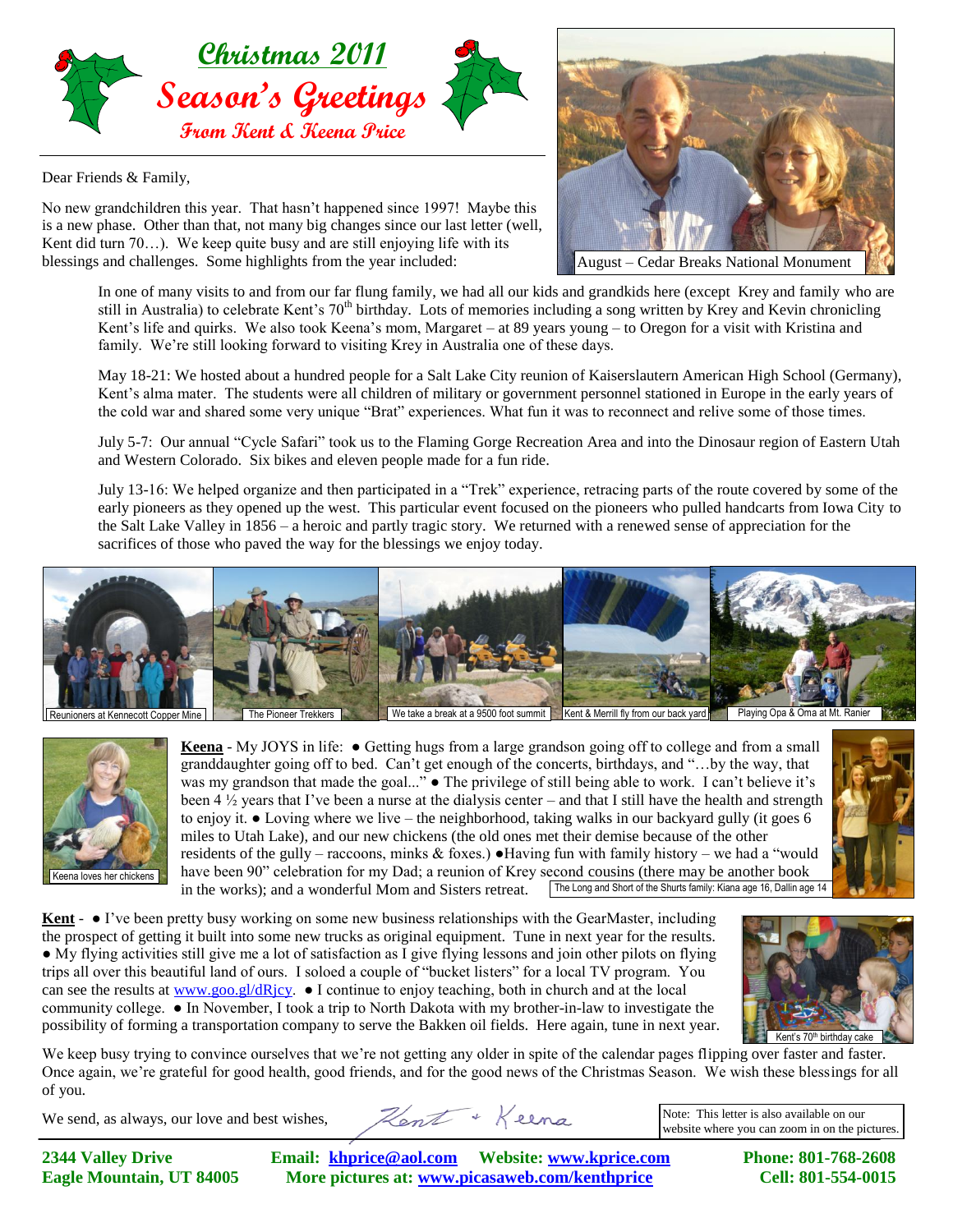# Christmas 2011

## Season's Greetings

### From Kent & Keena Price

Dear Friends & Family,

No new grandchildren this year. That hasn't happened since 1997! Maybe this is a new phase. Other than that, not many big changes since our last letter (well, Kent did turn 70…). We keep quite busy and are still enjoying life with its blessings and challenges. Some highlights from the year included:

August – Cedar Breaks National Monument

In one of many visits to and from our far flung family, we had all our kids and grandkids here (except Krey and family who are still in Australia) to celebrate Kent's 70th birthday. Lots of memories including a song written by Krey and Kevin chronicling Kent's life and quirks. We also took Keena's mom, Margaret – at 89 years young – to Oregon for a visit with Kristina and family. We're still looking forward to visiting Krey in Australia one of these days.

May 18-21: We hosted about a hundred people for a Salt Lake City reunion of Kaiserslautern American High School (Germany), Kent's alma mater. The students were all children of military or government personnel stationed in Europe in the early years of the cold war and shared some very unique "Brat" experiences. What fun it was to reconnect and relive some of those times.

July 5-7: Our annual "Cycle Safari" took us to the Flaming Gorge Recreation Area and into the Dinosaur region of Eastern Utah and Western Colorado. Six bikes and eleven people made for a fun ride.

July 13-16: We helped organize and then participated in a "Trek" experience, retracing parts of the route covered by some of the early pioneers as they opened up the west. This particular event focused on the pioneers who pulled handcarts from Iowa City to the Salt Lake Valley in 1856 – a heroic and partly tragic story. We returned with a renewed sense of appreciation for the sacrifices of those who paved the way for the blessings we enjoy today.

Reunioners at Kennecott Copper Mine | The Pioneer Trekkers | We take a break at a 9500 foot summit | Kent & Merrill fly from our back yard | Playing Opa & Oma at Mt. Ranier

Keena loves her chickens

**Keena** - My JOYS in life: ● Getting hugs from a large grandson going off to college and from a small granddaughter going off to bed. Can't get enough of the concerts, birthdays, and "…by the way, that was my grandson that made the goal..." ● The privilege of still being able to work. I can't believe it's been 4 ½ years that I've been a nurse at the dialysis center – and that I still have the health and strength to enjoy it. ● Loving where we live – the neighborhood, taking walks in our backyard gully (it goes 6 miles to Utah Lake), and our new chickens (the old ones met their demise because of the other residents of the gully – raccoons, minks & foxes.) ●Having fun with family history – we had a "would have been 90" celebration for my Dad; a reunion of Krey second cousins (there may be another book in the works); and a wonderful Mom and Sisters retreat.

The Long and Short of the Shurts family: Kiana age 16, Dallin age 14

**Kent** - ● I've been pretty busy working on some new business relationships with the GearMaster, including the prospect of getting it built into some new trucks as original equipment. Tune in next year for the results. ● My flying activities still give me a lot of satisfaction as I give flying lessons and join other pilots on flying trips all over this beautiful land of ours. I soloed a couple of "bucket listers" for a local TV program. You can see the results at www.goo.gl/dRjcy. ● I continue to enjoy teaching, both in church and at the local community college. ● In November, I took a trip to North Dakota with my brother-in-law to investigate the possibility of forming a transportation company to serve the Bakken oil fields. Here again, tune in next year.

Kent's 70th birthday cake

We keep busy trying to convince ourselves that we're not getting any older in spite of the calendar pages flipping over faster and faster. Once again, we're grateful for good health, good friends, and for the good news of the Christmas Season. We wish these blessings for all of you.

We send, as always, our love and best wishes, Kent + Keena

Note: This letter is also available on our website where you can zoom in on the pictures.

**2344 Valley Drive**
**Eagle Mountain, UT 84005**

**Email: khprice@aol.com Website: www.kprice.com**
**More pictures at: www.picasaweb.com/kenthprice**

**Phone: 801-768-2608**
**Cell: 801-554-0015**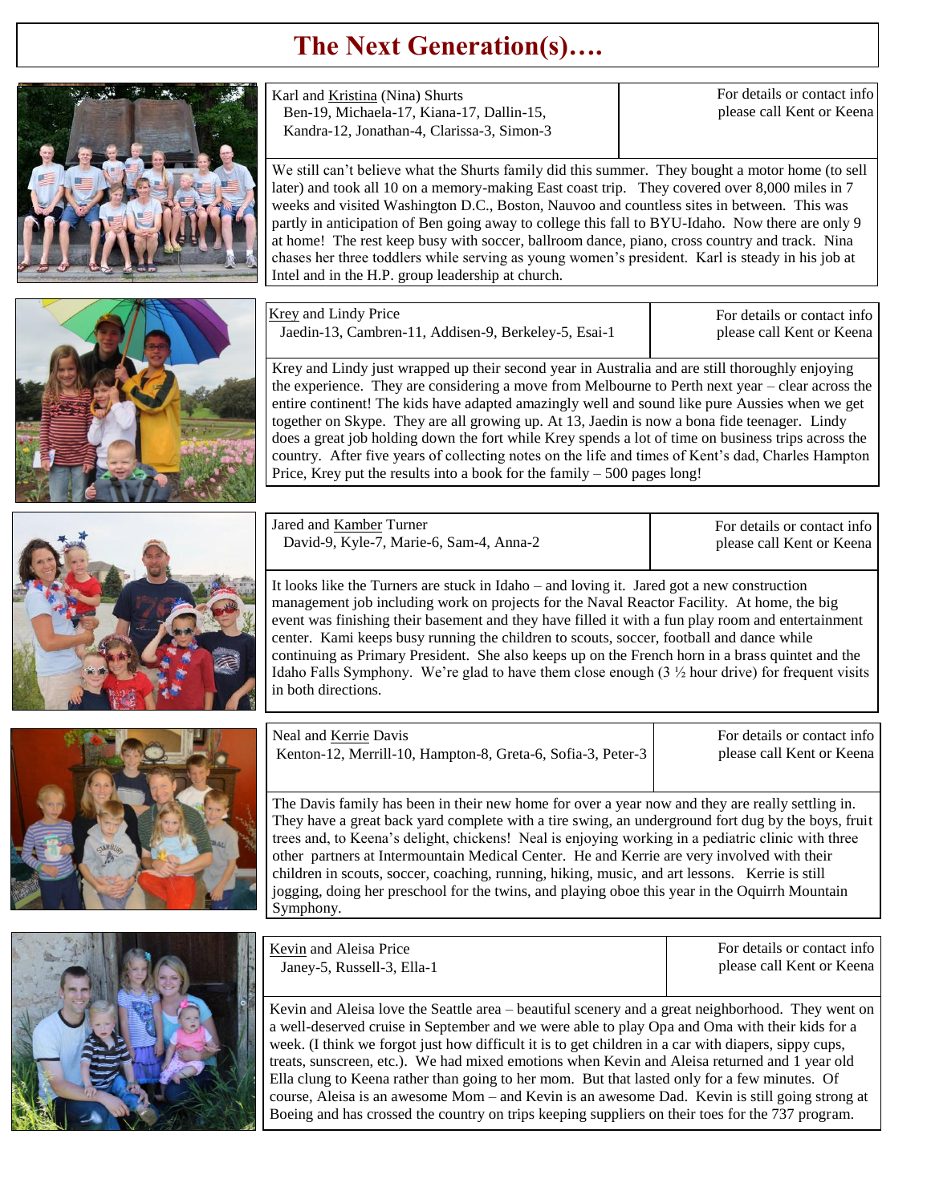# The Next Generation(s)….

Karl and Kristina (Nina) Shurts
Ben-19, Michaela-17, Kiana-17, Dallin-15, Kandra-12, Jonathan-4, Clarissa-3, Simon-3

For details or contact info please call Kent or Keena

We still can't believe what the Shurts family did this summer. They bought a motor home (to sell later) and took all 10 on a memory-making East coast trip. They covered over 8,000 miles in 7 weeks and visited Washington D.C., Boston, Nauvoo and countless sites in between. This was partly in anticipation of Ben going away to college this fall to BYU-Idaho. Now there are only 9 at home! The rest keep busy with soccer, ballroom dance, piano, cross country and track. Nina chases her three toddlers while serving as young women's president. Karl is steady in his job at Intel and in the H.P. group leadership at church.

Krey and Lindy Price
Jaedin-13, Cambren-11, Addisen-9, Berkeley-5, Esai-1

For details or contact info please call Kent or Keena

Krey and Lindy just wrapped up their second year in Australia and are still thoroughly enjoying the experience. They are considering a move from Melbourne to Perth next year – clear across the entire continent! The kids have adapted amazingly well and sound like pure Aussies when we get together on Skype. They are all growing up. At 13, Jaedin is now a bona fide teenager. Lindy does a great job holding down the fort while Krey spends a lot of time on business trips across the country. After five years of collecting notes on the life and times of Kent's dad, Charles Hampton Price, Krey put the results into a book for the family – 500 pages long!

Jared and Kamber Turner
David-9, Kyle-7, Marie-6, Sam-4, Anna-2

For details or contact info please call Kent or Keena

It looks like the Turners are stuck in Idaho – and loving it. Jared got a new construction management job including work on projects for the Naval Reactor Facility. At home, the big event was finishing their basement and they have filled it with a fun play room and entertainment center. Kami keeps busy running the children to scouts, soccer, football and dance while continuing as Primary President. She also keeps up on the French horn in a brass quintet and the Idaho Falls Symphony. We're glad to have them close enough (3 ½ hour drive) for frequent visits in both directions.

Neal and Kerrie Davis
Kenton-12, Merrill-10, Hampton-8, Greta-6, Sofia-3, Peter-3

For details or contact info please call Kent or Keena

The Davis family has been in their new home for over a year now and they are really settling in. They have a great back yard complete with a tire swing, an underground fort dug by the boys, fruit trees and, to Keena's delight, chickens! Neal is enjoying working in a pediatric clinic with three other partners at Intermountain Medical Center. He and Kerrie are very involved with their children in scouts, soccer, coaching, running, hiking, music, and art lessons. Kerrie is still jogging, doing her preschool for the twins, and playing oboe this year in the Oquirrh Mountain Symphony.

Kevin and Aleisa Price
Janey-5, Russell-3, Ella-1

For details or contact info please call Kent or Keena

Kevin and Aleisa love the Seattle area – beautiful scenery and a great neighborhood. They went on a well-deserved cruise in September and we were able to play Opa and Oma with their kids for a week. (I think we forgot just how difficult it is to get children in a car with diapers, sippy cups, treats, sunscreen, etc.). We had mixed emotions when Kevin and Aleisa returned and 1 year old Ella clung to Keena rather than going to her mom. But that lasted only for a few minutes. Of course, Aleisa is an awesome Mom – and Kevin is an awesome Dad. Kevin is still going strong at Boeing and has crossed the country on trips keeping suppliers on their toes for the 737 program.